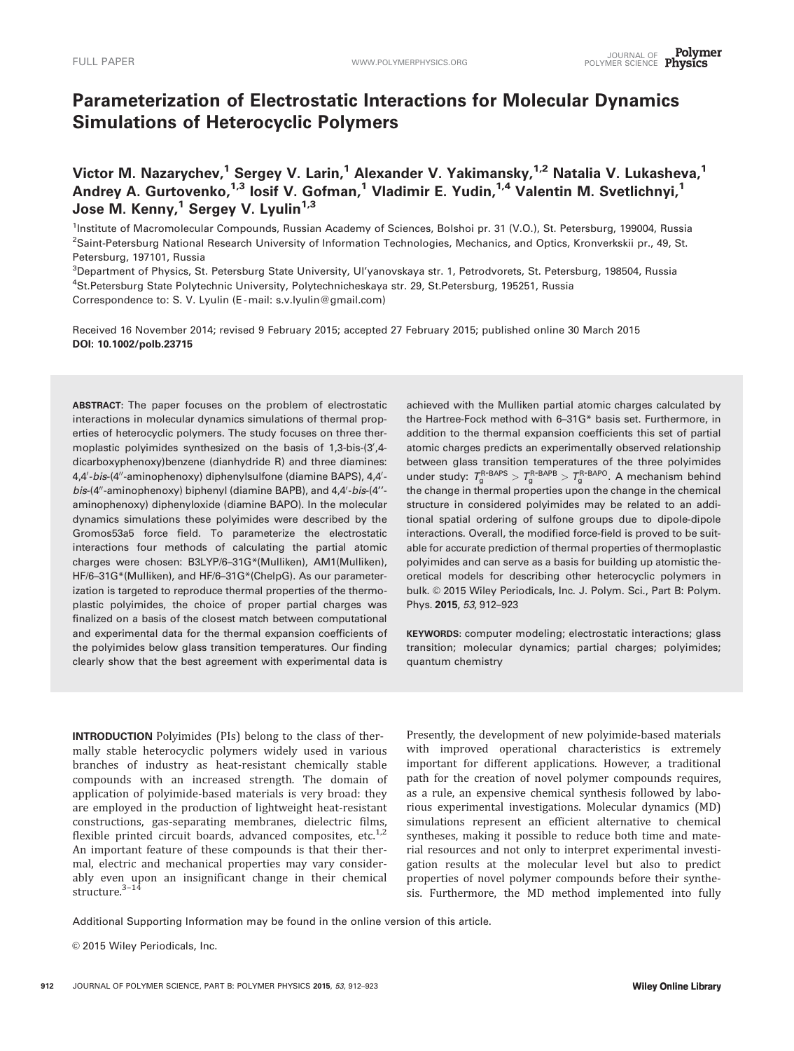# Parameterization of Electrostatic Interactions for Molecular Dynamics Simulations of Heterocyclic Polymers

**Victor M. Nazarychev,[1] Sergey V. Larin,[1] Alexander V. Yakimansky,[1,2] Natalia V. Lukasheva,[1] Andrey A. Gurtovenko,[1,3] Iosif V. Gofman,[1] Vladimir E. Yudin,[1,4] Valentin M. Svetlichnyi,[1] Jose M. Kenny,[1] Sergey V. Lyulin[1,3]**

[1]Institute of Macromolecular Compounds, Russian Academy of Sciences, Bolshoi pr. 31 (V.O.), St. Petersburg, 199004, Russia
[2]Saint-Petersburg National Research University of Information Technologies, Mechanics, and Optics, Kronverkskii pr., 49, St. Petersburg, 197101, Russia
[3]Department of Physics, St. Petersburg State University, Ul'yanovskaya str. 1, Petrodvorets, St. Petersburg, 198504, Russia
[4]St.Petersburg State Polytechnic University, Polytechnicheskaya str. 29, St.Petersburg, 195251, Russia
Correspondence to: S. V. Lyulin (E-mail: s.v.lyulin@gmail.com)

Received 16 November 2014; revised 9 February 2015; accepted 27 February 2015; published online 30 March 2015
**DOI: 10.1002/polb.23715**

**ABSTRACT**: The paper focuses on the problem of electrostatic interactions in molecular dynamics simulations of thermal properties of heterocyclic polymers. The study focuses on three thermoplastic polyimides synthesized on the basis of 1,3-bis-(3′,4-dicarboxyphenoxy)benzene (dianhydride R) and three diamines: 4,4′-*bis*-(4″-aminophenoxy) diphenylsulfone (diamine BAPS), 4,4′-*bis*-(4″-aminophenoxy) biphenyl (diamine BAPB), and 4,4′-*bis*-(4″-aminophenoxy) diphenyloxide (diamine BAPO). In the molecular dynamics simulations these polyimides were described by the Gromos53a5 force field. To parameterize the electrostatic interactions four methods of calculating the partial atomic charges were chosen: B3LYP/6–31G*(Mulliken), AM1(Mulliken), HF/6–31G*(Mulliken), and HF/6–31G*(ChelpG). As our parameterization is targeted to reproduce thermal properties of the thermoplastic polyimides, the choice of proper partial charges was finalized on a basis of the closest match between computational and experimental data for the thermal expansion coefficients of the polyimides below glass transition temperatures. Our finding clearly show that the best agreement with experimental data is achieved with the Mulliken partial atomic charges calculated by the Hartree-Fock method with 6–31G* basis set. Furthermore, in addition to the thermal expansion coefficients this set of partial atomic charges predicts an experimentally observed relationship between glass transition temperatures of the three polyimides under study: $T_g^{R\text{-}BAPS} > T_g^{R\text{-}BAPB} > T_g^{R\text{-}BAPO}$. A mechanism behind the change in thermal properties upon the change in the chemical structure in considered polyimides may be related to an additional spatial ordering of sulfone groups due to dipole-dipole interactions. Overall, the modified force-field is proved to be suitable for accurate prediction of thermal properties of thermoplastic polyimides and can serve as a basis for building up atomistic theoretical models for describing other heterocyclic polymers in bulk. © 2015 Wiley Periodicals, Inc. J. Polym. Sci., Part B: Polym. Phys. **2015**, *53*, 912–923

**KEYWORDS**: computer modeling; electrostatic interactions; glass transition; molecular dynamics; partial charges; polyimides; quantum chemistry

**INTRODUCTION** Polyimides (PIs) belong to the class of thermally stable heterocyclic polymers widely used in various branches of industry as heat-resistant chemically stable compounds with an increased strength. The domain of application of polyimide-based materials is very broad: they are employed in the production of lightweight heat-resistant constructions, gas-separating membranes, dielectric films, flexible printed circuit boards, advanced composites, etc.[1,2] An important feature of these compounds is that their thermal, electric and mechanical properties may vary considerably even upon an insignificant change in their chemical structure.[3–14]

Presently, the development of new polyimide-based materials with improved operational characteristics is extremely important for different applications. However, a traditional path for the creation of novel polymer compounds requires, as a rule, an expensive chemical synthesis followed by laborious experimental investigations. Molecular dynamics (MD) simulations represent an efficient alternative to chemical syntheses, making it possible to reduce both time and material resources and not only to interpret experimental investigation results at the molecular level but also to predict properties of novel polymer compounds before their synthesis. Furthermore, the MD method implemented into fully

Additional Supporting Information may be found in the online version of this article.

© 2015 Wiley Periodicals, Inc.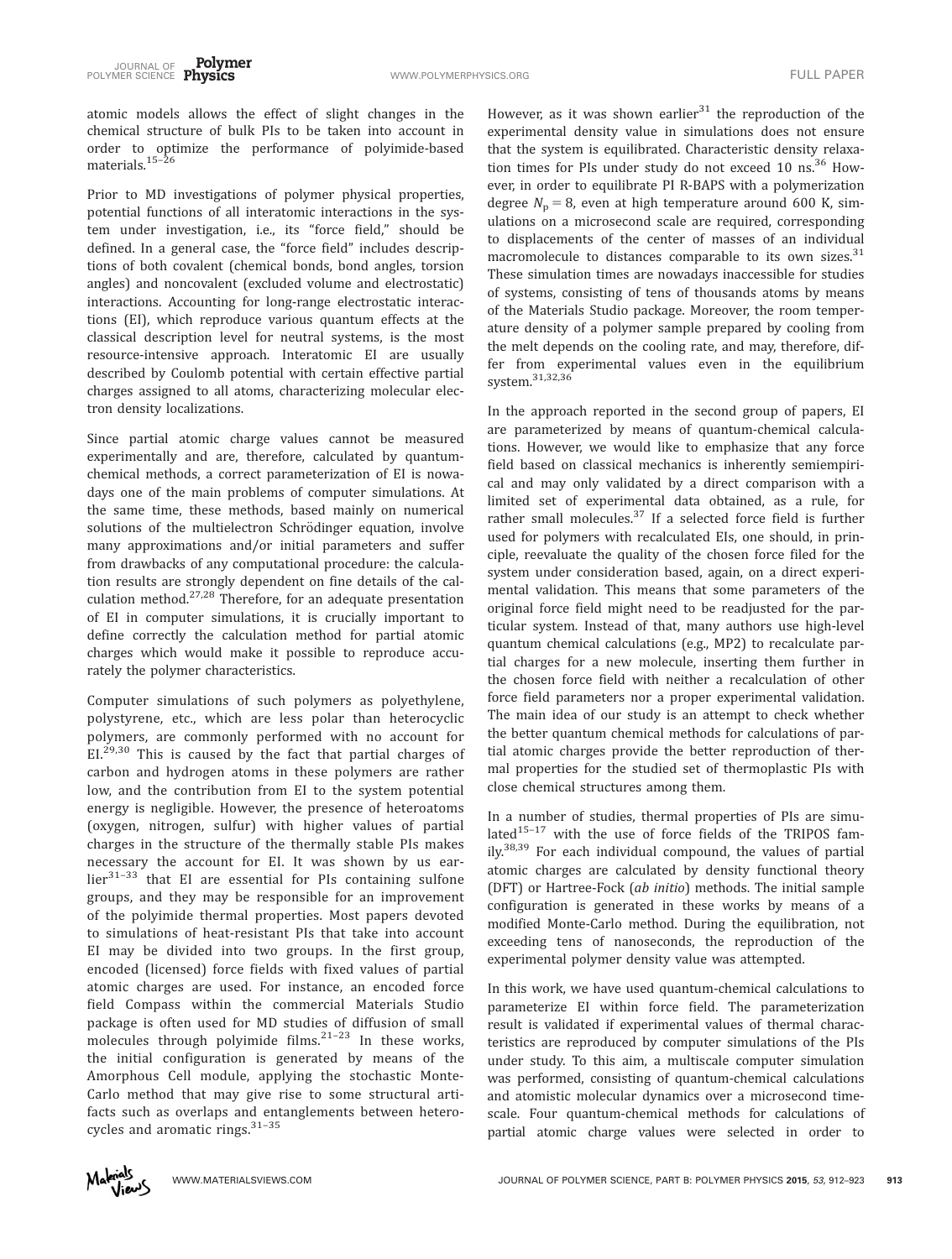atomic models allows the effect of slight changes in the chemical structure of bulk PIs to be taken into account in order to optimize the performance of polyimide-based materials.[15–26]

Prior to MD investigations of polymer physical properties, potential functions of all interatomic interactions in the system under investigation, i.e., its "force field," should be defined. In a general case, the "force field" includes descriptions of both covalent (chemical bonds, bond angles, torsion angles) and noncovalent (excluded volume and electrostatic) interactions. Accounting for long-range electrostatic interactions (EI), which reproduce various quantum effects at the classical description level for neutral systems, is the most resource-intensive approach. Interatomic EI are usually described by Coulomb potential with certain effective partial charges assigned to all atoms, characterizing molecular electron density localizations.

Since partial atomic charge values cannot be measured experimentally and are, therefore, calculated by quantum-chemical methods, a correct parameterization of EI is nowadays one of the main problems of computer simulations. At the same time, these methods, based mainly on numerical solutions of the multielectron Schrödinger equation, involve many approximations and/or initial parameters and suffer from drawbacks of any computational procedure: the calculation results are strongly dependent on fine details of the calculation method.[27,28] Therefore, for an adequate presentation of EI in computer simulations, it is crucially important to define correctly the calculation method for partial atomic charges which would make it possible to reproduce accurately the polymer characteristics.

Computer simulations of such polymers as polyethylene, polystyrene, etc., which are less polar than heterocyclic polymers, are commonly performed with no account for EI.[29,30] This is caused by the fact that partial charges of carbon and hydrogen atoms in these polymers are rather low, and the contribution from EI to the system potential energy is negligible. However, the presence of heteroatoms (oxygen, nitrogen, sulfur) with higher values of partial charges in the structure of the thermally stable PIs makes necessary the account for EI. It was shown by us earlier[31–33] that EI are essential for PIs containing sulfone groups, and they may be responsible for an improvement of the polyimide thermal properties. Most papers devoted to simulations of heat-resistant PIs that take into account EI may be divided into two groups. In the first group, encoded (licensed) force fields with fixed values of partial atomic charges are used. For instance, an encoded force field Compass within the commercial Materials Studio package is often used for MD studies of diffusion of small molecules through polyimide films.[21–23] In these works, the initial configuration is generated by means of the Amorphous Cell module, applying the stochastic Monte-Carlo method that may give rise to some structural artifacts such as overlaps and entanglements between heterocycles and aromatic rings.[31–35]

However, as it was shown earlier[31] the reproduction of the experimental density value in simulations does not ensure that the system is equilibrated. Characteristic density relaxation times for PIs under study do not exceed 10 ns.[36] However, in order to equilibrate PI R-BAPS with a polymerization degree $N_p = 8$, even at high temperature around 600 K, simulations on a microsecond scale are required, corresponding to displacements of the center of masses of an individual macromolecule to distances comparable to its own sizes.[31] These simulation times are nowadays inaccessible for studies of systems, consisting of tens of thousands atoms by means of the Materials Studio package. Moreover, the room temperature density of a polymer sample prepared by cooling from the melt depends on the cooling rate, and may, therefore, differ from experimental values even in the equilibrium system.[31,32,36]

In the approach reported in the second group of papers, EI are parameterized by means of quantum-chemical calculations. However, we would like to emphasize that any force field based on classical mechanics is inherently semiempirical and may only validated by a direct comparison with a limited set of experimental data obtained, as a rule, for rather small molecules.[37] If a selected force field is further used for polymers with recalculated EIs, one should, in principle, reevaluate the quality of the chosen force filed for the system under consideration based, again, on a direct experimental validation. This means that some parameters of the original force field might need to be readjusted for the particular system. Instead of that, many authors use high-level quantum chemical calculations (e.g., MP2) to recalculate partial charges for a new molecule, inserting them further in the chosen force field with neither a recalculation of other force field parameters nor a proper experimental validation. The main idea of our study is an attempt to check whether the better quantum chemical methods for calculations of partial atomic charges provide the better reproduction of thermal properties for the studied set of thermoplastic PIs with close chemical structures among them.

In a number of studies, thermal properties of PIs are simulated[15–17] with the use of force fields of the TRIPOS family.[38,39] For each individual compound, the values of partial atomic charges are calculated by density functional theory (DFT) or Hartree-Fock (*ab initio*) methods. The initial sample configuration is generated in these works by means of a modified Monte-Carlo method. During the equilibration, not exceeding tens of nanoseconds, the reproduction of the experimental polymer density value was attempted.

In this work, we have used quantum-chemical calculations to parameterize EI within force field. The parameterization result is validated if experimental values of thermal characteristics are reproduced by computer simulations of the PIs under study. To this aim, a multiscale computer simulation was performed, consisting of quantum-chemical calculations and atomistic molecular dynamics over a microsecond timescale. Four quantum-chemical methods for calculations of partial atomic charge values were selected in order to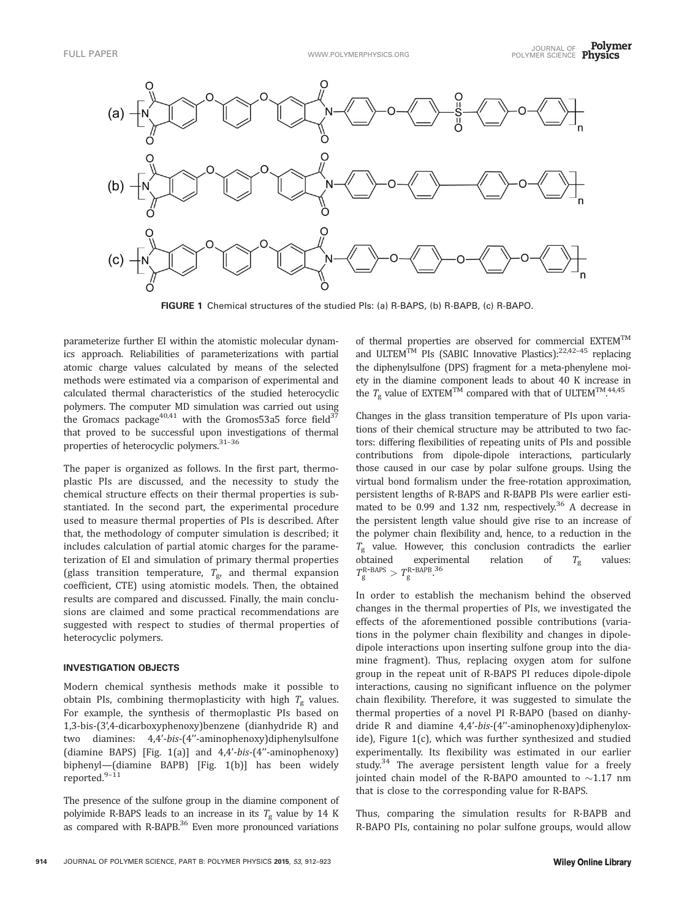FIGURE 1 Chemical structures of the studied PIs: (a) R-BAPS, (b) R-BAPB, (c) R-BAPO.

parameterize further EI within the atomistic molecular dynamics approach. Reliabilities of parameterizations with partial atomic charge values calculated by means of the selected methods were estimated via a comparison of experimental and calculated thermal characteristics of the studied heterocyclic polymers. The computer MD simulation was carried out using the Gromacs package[40,41] with the Gromos53a5 force field[37] that proved to be successful upon investigations of thermal properties of heterocyclic polymers.[31–36]

The paper is organized as follows. In the first part, thermoplastic PIs are discussed, and the necessity to study the chemical structure effects on their thermal properties is substantiated. In the second part, the experimental procedure used to measure thermal properties of PIs is described. After that, the methodology of computer simulation is described; it includes calculation of partial atomic charges for the parameterization of EI and simulation of primary thermal properties (glass transition temperature, $T_g$, and thermal expansion coefficient, CTE) using atomistic models. Then, the obtained results are compared and discussed. Finally, the main conclusions are claimed and some practical recommendations are suggested with respect to studies of thermal properties of heterocyclic polymers.

## INVESTIGATION OBJECTS

Modern chemical synthesis methods make it possible to obtain PIs, combining thermoplasticity with high $T_g$ values. For example, the synthesis of thermoplastic PIs based on 1,3-bis-(3′,4-dicarboxyphenoxy)benzene (dianhydride R) and two diamines: 4,4′-*bis*-(4′′-aminophenoxy)diphenylsulfone (diamine BAPS) [Fig. 1(a)] and 4,4′-*bis*-(4′′-aminophenoxy) biphenyl—(diamine BAPB) [Fig. 1(b)] has been widely reported.[9–11]

The presence of the sulfone group in the diamine component of polyimide R-BAPS leads to an increase in its $T_g$ value by 14 K as compared with R-BAPB.[36] Even more pronounced variations of thermal properties are observed for commercial EXTEM™ and ULTEM™ PIs (SABIC Innovative Plastics):[22,42–45] replacing the diphenylsulfone (DPS) fragment for a meta-phenylene moiety in the diamine component leads to about 40 K increase in the $T_g$ value of EXTEM™ compared with that of ULTEM™.[44,45]

Changes in the glass transition temperature of PIs upon variations of their chemical structure may be attributed to two factors: differing flexibilities of repeating units of PIs and possible contributions from dipole-dipole interactions, particularly those caused in our case by polar sulfone groups. Using the virtual bond formalism under the free-rotation approximation, persistent lengths of R-BAPS and R-BAPB PIs were earlier estimated to be 0.99 and 1.32 nm, respectively.[36] A decrease in the persistent length value should give rise to an increase of the polymer chain flexibility and, hence, to a reduction in the $T_g$ value. However, this conclusion contradicts the earlier obtained experimental relation of $T_g$ values: $T_g^{\text{R-BAPS}} > T_g^{\text{R-BAPB}}$.[36]

In order to establish the mechanism behind the observed changes in the thermal properties of PIs, we investigated the effects of the aforementioned possible contributions (variations in the polymer chain flexibility and changes in dipole-dipole interactions upon inserting sulfone group into the diamine fragment). Thus, replacing oxygen atom for sulfone group in the repeat unit of R-BAPS PI reduces dipole-dipole interactions, causing no significant influence on the polymer chain flexibility. Therefore, it was suggested to simulate the thermal properties of a novel PI R-BAPO (based on dianhydride R and diamine 4,4′-*bis*-(4′′-aminophenoxy)diphenyloxide), Figure 1(c), which was further synthesized and studied experimentally. Its flexibility was estimated in our earlier study.[34] The average persistent length value for a freely jointed chain model of the R-BAPO amounted to ~1.17 nm that is close to the corresponding value for R-BAPS.

Thus, comparing the simulation results for R-BAPB and R-BAPO PIs, containing no polar sulfone groups, would allow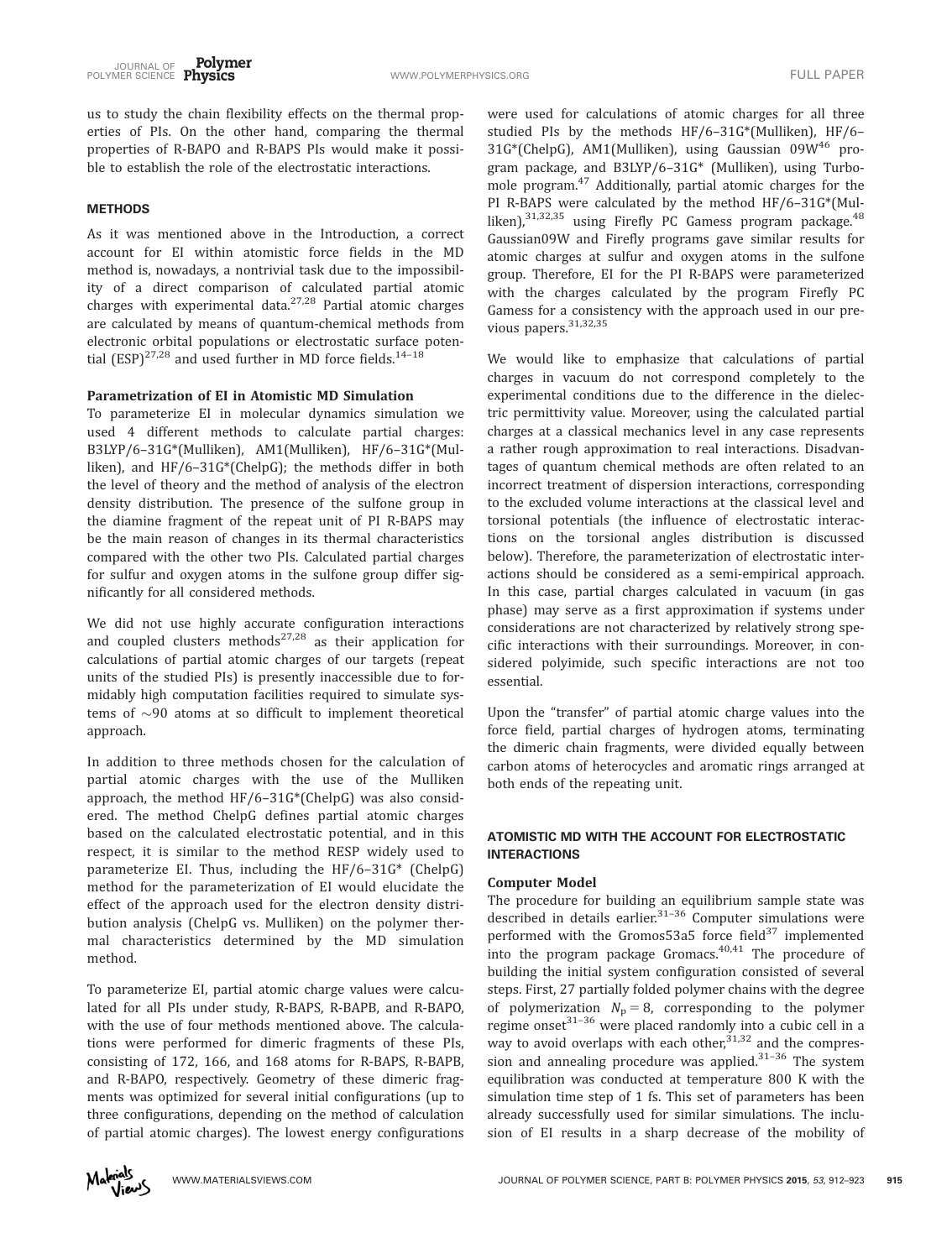us to study the chain flexibility effects on the thermal properties of PIs. On the other hand, comparing the thermal properties of R-BAPO and R-BAPS PIs would make it possible to establish the role of the electrostatic interactions.

## METHODS

As it was mentioned above in the Introduction, a correct account for EI within atomistic force fields in the MD method is, nowadays, a nontrivial task due to the impossibility of a direct comparison of calculated partial atomic charges with experimental data.[27,28] Partial atomic charges are calculated by means of quantum-chemical methods from electronic orbital populations or electrostatic surface potential (ESP)[27,28] and used further in MD force fields.[14–18]

### Parametrization of EI in Atomistic MD Simulation

To parameterize EI in molecular dynamics simulation we used 4 different methods to calculate partial charges: B3LYP/6–31G*(Mulliken), AM1(Mulliken), HF/6–31G*(Mulliken), and HF/6–31G*(ChelpG); the methods differ in both the level of theory and the method of analysis of the electron density distribution. The presence of the sulfone group in the diamine fragment of the repeat unit of PI R-BAPS may be the main reason of changes in its thermal characteristics compared with the other two PIs. Calculated partial charges for sulfur and oxygen atoms in the sulfone group differ significantly for all considered methods.

We did not use highly accurate configuration interactions and coupled clusters methods[27,28] as their application for calculations of partial atomic charges of our targets (repeat units of the studied PIs) is presently inaccessible due to formidably high computation facilities required to simulate systems of ~90 atoms at so difficult to implement theoretical approach.

In addition to three methods chosen for the calculation of partial atomic charges with the use of the Mulliken approach, the method HF/6–31G*(ChelpG) was also considered. The method ChelpG defines partial atomic charges based on the calculated electrostatic potential, and in this respect, it is similar to the method RESP widely used to parameterize EI. Thus, including the HF/6–31G* (ChelpG) method for the parameterization of EI would elucidate the effect of the approach used for the electron density distribution analysis (ChelpG vs. Mulliken) on the polymer thermal characteristics determined by the MD simulation method.

To parameterize EI, partial atomic charge values were calculated for all PIs under study, R-BAPS, R-BAPB, and R-BAPO, with the use of four methods mentioned above. The calculations were performed for dimeric fragments of these PIs, consisting of 172, 166, and 168 atoms for R-BAPS, R-BAPB, and R-BAPO, respectively. Geometry of these dimeric fragments was optimized for several initial configurations (up to three configurations, depending on the method of calculation of partial atomic charges). The lowest energy configurations were used for calculations of atomic charges for all three studied PIs by the methods HF/6–31G*(Mulliken), HF/6–31G*(ChelpG), AM1(Mulliken), using Gaussian 09W[46] program package, and B3LYP/6–31G* (Mulliken), using Turbomole program.[47] Additionally, partial atomic charges for the PI R-BAPS were calculated by the method HF/6–31G*(Mulliken),[31,32,35] using Firefly PC Gamess program package.[48] Gaussian09W and Firefly programs gave similar results for atomic charges at sulfur and oxygen atoms in the sulfone group. Therefore, EI for the PI R-BAPS were parameterized with the charges calculated by the program Firefly PC Gamess for a consistency with the approach used in our previous papers.[31,32,35]

We would like to emphasize that calculations of partial charges in vacuum do not correspond completely to the experimental conditions due to the difference in the dielectric permittivity value. Moreover, using the calculated partial charges at a classical mechanics level in any case represents a rather rough approximation to real interactions. Disadvantages of quantum chemical methods are often related to an incorrect treatment of dispersion interactions, corresponding to the excluded volume interactions at the classical level and torsional potentials (the influence of electrostatic interactions on the torsional angles distribution is discussed below). Therefore, the parameterization of electrostatic interactions should be considered as a semi-empirical approach. In this case, partial charges calculated in vacuum (in gas phase) may serve as a first approximation if systems under considerations are not characterized by relatively strong specific interactions with their surroundings. Moreover, in considered polyimide, such specific interactions are not too essential.

Upon the "transfer" of partial atomic charge values into the force field, partial charges of hydrogen atoms, terminating the dimeric chain fragments, were divided equally between carbon atoms of heterocycles and aromatic rings arranged at both ends of the repeating unit.

## ATOMISTIC MD WITH THE ACCOUNT FOR ELECTROSTATIC INTERACTIONS

### Computer Model

The procedure for building an equilibrium sample state was described in details earlier.[31–36] Computer simulations were performed with the Gromos53a5 force field[37] implemented into the program package Gromacs.[40,41] The procedure of building the initial system configuration consisted of several steps. First, 27 partially folded polymer chains with the degree of polymerization $N_p = 8$, corresponding to the polymer regime onset[31–36] were placed randomly into a cubic cell in a way to avoid overlaps with each other,[31,32] and the compression and annealing procedure was applied.[31–36] The system equilibration was conducted at temperature 800 K with the simulation time step of 1 fs. This set of parameters has been already successfully used for similar simulations. The inclusion of EI results in a sharp decrease of the mobility of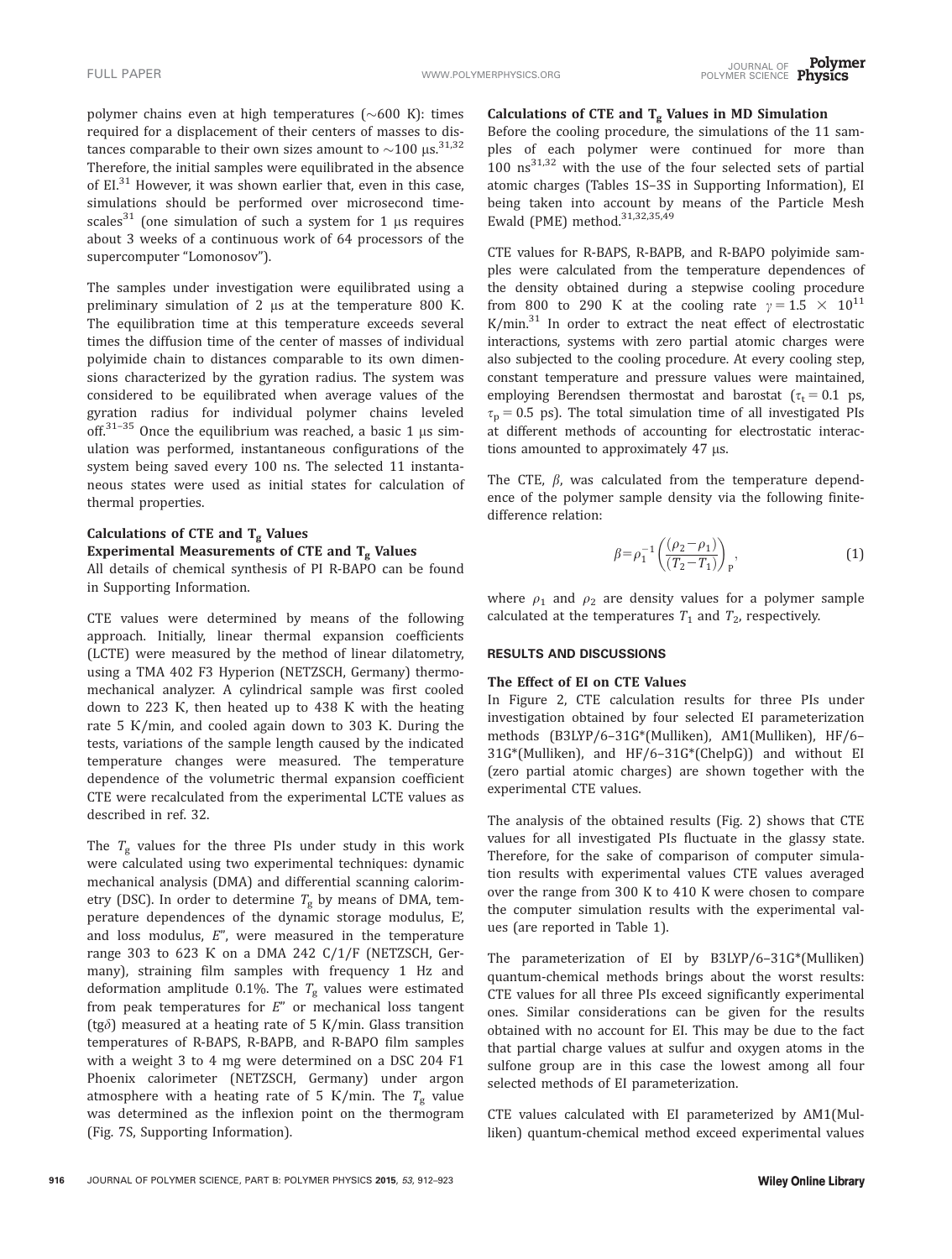polymer chains even at high temperatures (~600 K): times required for a displacement of their centers of masses to distances comparable to their own sizes amount to ~100 μs.[31,32] Therefore, the initial samples were equilibrated in the absence of EI.[31] However, it was shown earlier that, even in this case, simulations should be performed over microsecond timescales[31] (one simulation of such a system for 1 μs requires about 3 weeks of a continuous work of 64 processors of the supercomputer "Lomonosov").

The samples under investigation were equilibrated using a preliminary simulation of 2 μs at the temperature 800 K. The equilibration time at this temperature exceeds several times the diffusion time of the center of masses of individual polyimide chain to distances comparable to its own dimensions characterized by the gyration radius. The system was considered to be equilibrated when average values of the gyration radius for individual polymer chains leveled off.[31–35] Once the equilibrium was reached, a basic 1 μs simulation was performed, instantaneous configurations of the system being saved every 100 ns. The selected 11 instantaneous states were used as initial states for calculation of thermal properties.

### Calculations of CTE and $T_g$ Values

### Experimental Measurements of CTE and $T_g$ Values

All details of chemical synthesis of PI R-BAPO can be found in Supporting Information.

CTE values were determined by means of the following approach. Initially, linear thermal expansion coefficients (LCTE) were measured by the method of linear dilatometry, using a TMA 402 F3 Hyperion (NETZSCH, Germany) thermomechanical analyzer. A cylindrical sample was first cooled down to 223 K, then heated up to 438 K with the heating rate 5 K/min, and cooled again down to 303 K. During the tests, variations of the sample length caused by the indicated temperature changes were measured. The temperature dependence of the volumetric thermal expansion coefficient CTE were recalculated from the experimental LCTE values as described in ref. 32.

The $T_g$ values for the three PIs under study in this work were calculated using two experimental techniques: dynamic mechanical analysis (DMA) and differential scanning calorimetry (DSC). In order to determine $T_g$ by means of DMA, temperature dependences of the dynamic storage modulus, E', and loss modulus, $E''$, were measured in the temperature range 303 to 623 K on a DMA 242 C/1/F (NETZSCH, Germany), straining film samples with frequency 1 Hz and deformation amplitude 0.1%. The $T_g$ values were estimated from peak temperatures for $E''$ or mechanical loss tangent (tgδ) measured at a heating rate of 5 K/min. Glass transition temperatures of R-BAPS, R-BAPB, and R-BAPO film samples with a weight 3 to 4 mg were determined on a DSC 204 F1 Phoenix calorimeter (NETZSCH, Germany) under argon atmosphere with a heating rate of 5 K/min. The $T_g$ value was determined as the inflexion point on the thermogram (Fig. 7S, Supporting Information).

### Calculations of CTE and $T_g$ Values in MD Simulation

Before the cooling procedure, the simulations of the 11 samples of each polymer were continued for more than 100 ns[31,32] with the use of the four selected sets of partial atomic charges (Tables 1S–3S in Supporting Information), EI being taken into account by means of the Particle Mesh Ewald (PME) method.[31,32,35,49]

CTE values for R-BAPS, R-BAPB, and R-BAPO polyimide samples were calculated from the temperature dependences of the density obtained during a stepwise cooling procedure from 800 to 290 K at the cooling rate $\gamma = 1.5 \times 10^{11}$ K/min.[31] In order to extract the neat effect of electrostatic interactions, systems with zero partial atomic charges were also subjected to the cooling procedure. At every cooling step, constant temperature and pressure values were maintained, employing Berendsen thermostat and barostat ($\tau_t = 0.1$ ps, $\tau_p = 0.5$ ps). The total simulation time of all investigated PIs at different methods of accounting for electrostatic interactions amounted to approximately 47 μs.

The CTE, $\beta$, was calculated from the temperature dependence of the polymer sample density via the following finite-difference relation:

$$\beta = \rho_1^{-1}\left(\frac{(\rho_2 - \rho_1)}{(T_2 - T_1)}\right)_P, \tag{1}$$

where $\rho_1$ and $\rho_2$ are density values for a polymer sample calculated at the temperatures $T_1$ and $T_2$, respectively.

## RESULTS AND DISCUSSIONS

### The Effect of EI on CTE Values

In Figure 2, CTE calculation results for three PIs under investigation obtained by four selected EI parameterization methods (B3LYP/6–31G*(Mulliken), AM1(Mulliken), HF/6–31G*(Mulliken), and HF/6–31G*(ChelpG)) and without EI (zero partial atomic charges) are shown together with the experimental CTE values.

The analysis of the obtained results (Fig. 2) shows that CTE values for all investigated PIs fluctuate in the glassy state. Therefore, for the sake of comparison of computer simulation results with experimental values CTE values averaged over the range from 300 K to 410 K were chosen to compare the computer simulation results with the experimental values (are reported in Table 1).

The parameterization of EI by B3LYP/6–31G*(Mulliken) quantum-chemical methods brings about the worst results: CTE values for all three PIs exceed significantly experimental ones. Similar considerations can be given for the results obtained with no account for EI. This may be due to the fact that partial charge values at sulfur and oxygen atoms in the sulfone group are in this case the lowest among all four selected methods of EI parameterization.

CTE values calculated with EI parameterized by AM1(Mulliken) quantum-chemical method exceed experimental values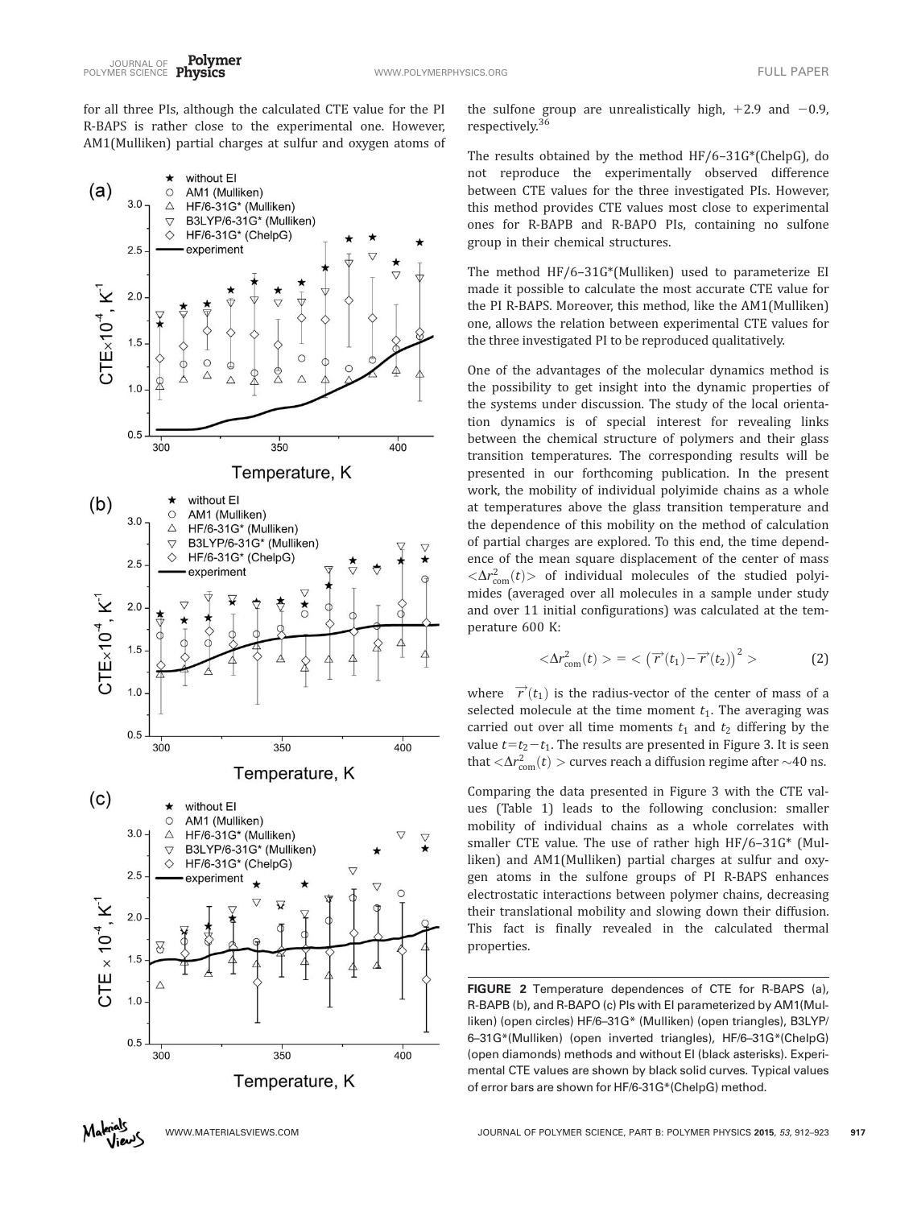for all three PIs, although the calculated CTE value for the PI R-BAPS is rather close to the experimental one. However, AM1(Mulliken) partial charges at sulfur and oxygen atoms of the sulfone group are unrealistically high, +2.9 and −0.9, respectively.[36]

The results obtained by the method HF/6–31G*(ChelpG), do not reproduce the experimentally observed difference between CTE values for the three investigated PIs. However, this method provides CTE values most close to experimental ones for R-BAPB and R-BAPO PIs, containing no sulfone group in their chemical structures.

The method HF/6–31G*(Mulliken) used to parameterize EI made it possible to calculate the most accurate CTE value for the PI R-BAPS. Moreover, this method, like the AM1(Mulliken) one, allows the relation between experimental CTE values for the three investigated PI to be reproduced qualitatively.

One of the advantages of the molecular dynamics method is the possibility to get insight into the dynamic properties of the systems under discussion. The study of the local orientation dynamics is of special interest for revealing links between the chemical structure of polymers and their glass transition temperatures. The corresponding results will be presented in our forthcoming publication. In the present work, the mobility of individual polyimide chains as a whole at temperatures above the glass transition temperature and the dependence of this mobility on the method of calculation of partial charges are explored. To this end, the time dependence of the mean square displacement of the center of mass $<\Delta r^2_{\mathrm{com}}(t)>$ of individual molecules of the studied polyimides (averaged over all molecules in a sample under study and over 11 initial configurations) was calculated at the temperature 600 K:

$$<\Delta r^2_{\mathrm{com}}(t)> = <\left(\vec{r}(t_1)-\vec{r}(t_2)\right)^2> \tag{2}$$

where $\vec{r}(t_1)$ is the radius-vector of the center of mass of a selected molecule at the time moment $t_1$. The averaging was carried out over all time moments $t_1$ and $t_2$ differing by the value $t=t_2-t_1$. The results are presented in Figure 3. It is seen that $<\Delta r^2_{\mathrm{com}}(t)>$ curves reach a diffusion regime after ~40 ns.

Comparing the data presented in Figure 3 with the CTE values (Table 1) leads to the following conclusion: smaller mobility of individual chains as a whole correlates with smaller CTE value. The use of rather high HF/6–31G* (Mulliken) and AM1(Mulliken) partial charges at sulfur and oxygen atoms in the sulfone groups of PI R-BAPS enhances electrostatic interactions between polymer chains, decreasing their translational mobility and slowing down their diffusion. This fact is finally revealed in the calculated thermal properties.

**FIGURE 2** Temperature dependences of CTE for R-BAPS (a), R-BAPB (b), and R-BAPO (c) PIs with EI parameterized by AM1(Mulliken) (open circles) HF/6–31G* (Mulliken) (open triangles), B3LYP/6–31G*(Mulliken) (open inverted triangles), HF/6–31G*(ChelpG) (open diamonds) methods and without EI (black asterisks). Experimental CTE values are shown by black solid curves. Typical values of error bars are shown for HF/6-31G*(ChelpG) method.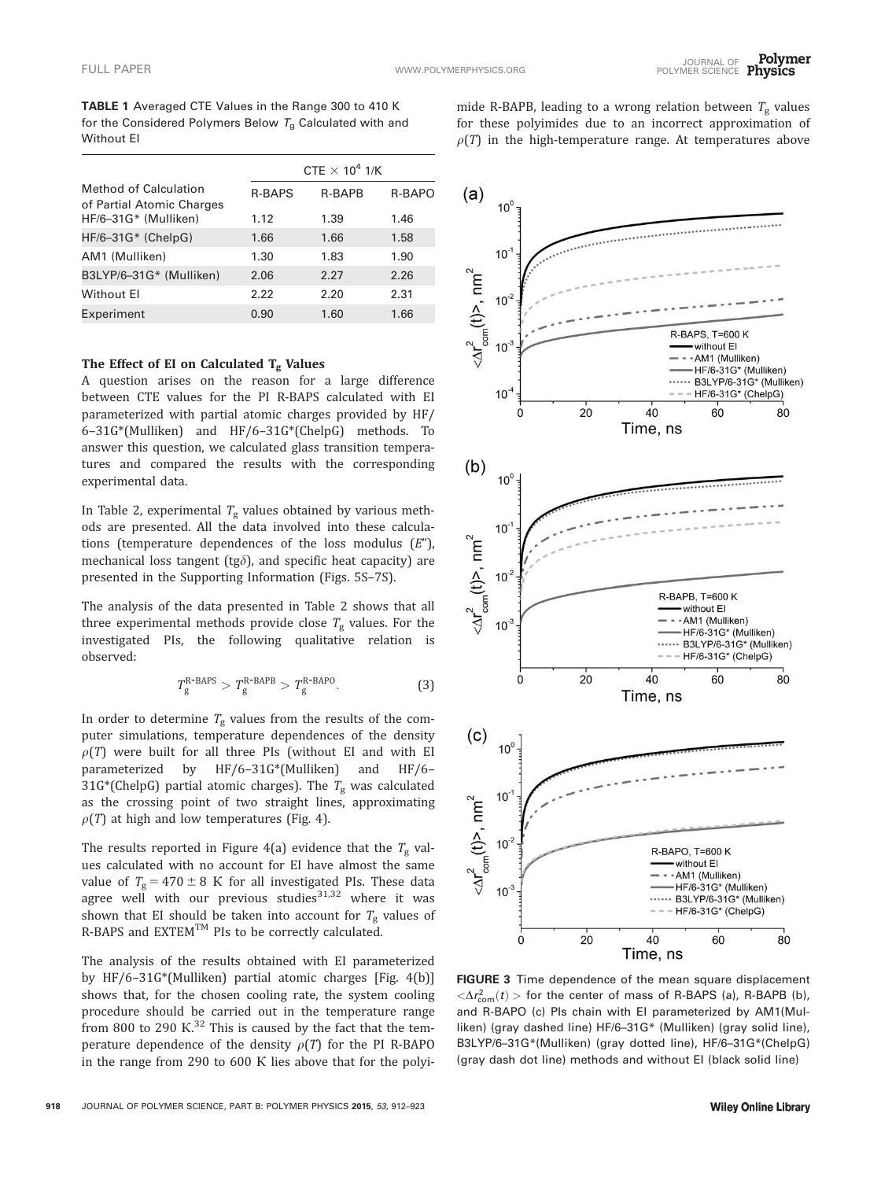**TABLE 1** Averaged CTE Values in the Range 300 to 410 K for the Considered Polymers Below $T_g$ Calculated with and Without EI

| Method of Calculation of Partial Atomic Charges | CTE × $10^4$ 1/K | | |
|---|---|---|---|
| | R-BAPS | R-BAPB | R-BAPO |
| HF/6–31G* (Mulliken) | 1.12 | 1.39 | 1.46 |
| HF/6–31G* (ChelpG) | 1.66 | 1.66 | 1.58 |
| AM1 (Mulliken) | 1.30 | 1.83 | 1.90 |
| B3LYP/6–31G* (Mulliken) | 2.06 | 2.27 | 2.26 |
| Without EI | 2.22 | 2.20 | 2.31 |
| Experiment | 0.90 | 1.60 | 1.66 |

### The Effect of EI on Calculated $T_g$ Values

A question arises on the reason for a large difference between CTE values for the PI R-BAPS calculated with EI parameterized with partial atomic charges provided by HF/6–31G*(Mulliken) and HF/6–31G*(ChelpG) methods. To answer this question, we calculated glass transition temperatures and compared the results with the corresponding experimental data.

In Table 2, experimental $T_g$ values obtained by various methods are presented. All the data involved into these calculations (temperature dependences of the loss modulus ($E''$), mechanical loss tangent (tg$\delta$), and specific heat capacity) are presented in the Supporting Information (Figs. 5S–7S).

The analysis of the data presented in Table 2 shows that all three experimental methods provide close $T_g$ values. For the investigated PIs, the following qualitative relation is observed:

$$T_g^{\text{R-BAPS}} > T_g^{\text{R-BAPB}} > T_g^{\text{R-BAPO}}. \quad (3)$$

In order to determine $T_g$ values from the results of the computer simulations, temperature dependences of the density $\rho(T)$ were built for all three PIs (without EI and with EI parameterized by HF/6–31G*(Mulliken) and HF/6–31G*(ChelpG) partial atomic charges). The $T_g$ was calculated as the crossing point of two straight lines, approximating $\rho(T)$ at high and low temperatures (Fig. 4).

The results reported in Figure 4(a) evidence that the $T_g$ values calculated with no account for EI have almost the same value of $T_g = 470 \pm 8$ K for all investigated PIs. These data agree well with our previous studies[31,32] where it was shown that EI should be taken into account for $T_g$ values of R-BAPS and EXTEM™ PIs to be correctly calculated.

The analysis of the results obtained with EI parameterized by HF/6–31G*(Mulliken) partial atomic charges [Fig. 4(b)] shows that, for the chosen cooling rate, the system cooling procedure should be carried out in the temperature range from 800 to 290 K.[32] This is caused by the fact that the temperature dependence of the density $\rho(T)$ for the PI R-BAPO in the range from 290 to 600 K lies above that for the polyimide R-BAPB, leading to a wrong relation between $T_g$ values for these polyimides due to an incorrect approximation of $\rho(T)$ in the high-temperature range. At temperatures above

**FIGURE 3** Time dependence of the mean square displacement $\langle \Delta r_{com}^2(t) \rangle$ for the center of mass of R-BAPS (a), R-BAPB (b), and R-BAPO (c) PIs chain with EI parameterized by AM1(Mulliken) (gray dashed line) HF/6–31G* (Mulliken) (gray solid line), B3LYP/6–31G*(Mulliken) (gray dotted line), HF/6–31G*(ChelpG) (gray dash dot line) methods and without EI (black solid line)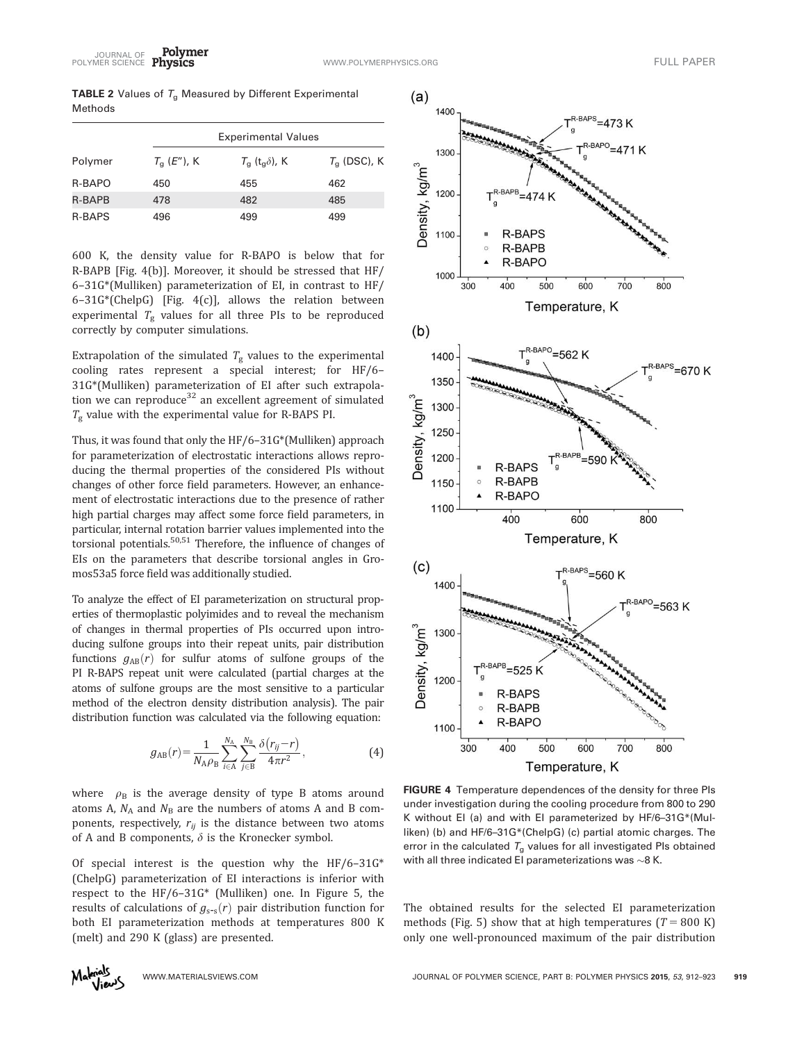**TABLE 2** Values of $T_g$ Measured by Different Experimental Methods

| | Experimental Values | | |
|---|---|---|---|
| Polymer | $T_g$ ($E''$), K | $T_g$ ($t_g\delta$), K | $T_g$ (DSC), K |
| R-BAPO | 450 | 455 | 462 |
| R-BAPB | 478 | 482 | 485 |
| R-BAPS | 496 | 499 | 499 |

600 K, the density value for R-BAPO is below that for R-BAPB [Fig. 4(b)]. Moreover, it should be stressed that HF/6–31G*(Mulliken) parameterization of EI, in contrast to HF/6–31G*(ChelpG) [Fig. 4(c)], allows the relation between experimental $T_g$ values for all three PIs to be reproduced correctly by computer simulations.

Extrapolation of the simulated $T_g$ values to the experimental cooling rates represent a special interest; for HF/6–31G*(Mulliken) parameterization of EI after such extrapolation we can reproduce[32] an excellent agreement of simulated $T_g$ value with the experimental value for R-BAPS PI.

Thus, it was found that only the HF/6–31G*(Mulliken) approach for parameterization of electrostatic interactions allows reproducing the thermal properties of the considered PIs without changes of other force field parameters. However, an enhancement of electrostatic interactions due to the presence of rather high partial charges may affect some force field parameters, in particular, internal rotation barrier values implemented into the torsional potentials.[50,51] Therefore, the influence of changes of EIs on the parameters that describe torsional angles in Gromos53a5 force field was additionally studied.

To analyze the effect of EI parameterization on structural properties of thermoplastic polyimides and to reveal the mechanism of changes in thermal properties of PIs occurred upon introducing sulfone groups into their repeat units, pair distribution functions $g_{AB}(r)$ for sulfur atoms of sulfone groups of the PI R-BAPS repeat unit were calculated (partial charges at the atoms of sulfone groups are the most sensitive to a particular method of the electron density distribution analysis). The pair distribution function was calculated via the following equation:

$$g_{AB}(r)=\frac{1}{N_A\rho_B}\sum_{i\in A}^{N_A}\sum_{j\in B}^{N_B}\frac{\delta(r_{ij}-r)}{4\pi r^2}, \tag{4}$$

where $\rho_B$ is the average density of type B atoms around atoms A, $N_A$ and $N_B$ are the numbers of atoms A and B components, respectively, $r_{ij}$ is the distance between two atoms of A and B components, $\delta$ is the Kronecker symbol.

Of special interest is the question why the HF/6–31G*(ChelpG) parameterization of EI interactions is inferior with respect to the HF/6–31G* (Mulliken) one. In Figure 5, the results of calculations of $g_{s\text{-}s}(r)$ pair distribution function for both EI parameterization methods at temperatures 800 K (melt) and 290 K (glass) are presented.

**FIGURE 4** Temperature dependences of the density for three PIs under investigation during the cooling procedure from 800 to 290 K without EI (a) and with EI parameterized by HF/6–31G*(Mulliken) (b) and HF/6–31G*(ChelpG) (c) partial atomic charges. The error in the calculated $T_g$ values for all investigated PIs obtained with all three indicated EI parameterizations was ~8 K.

The obtained results for the selected EI parameterization methods (Fig. 5) show that at high temperatures ($T = 800$ K) only one well-pronounced maximum of the pair distribution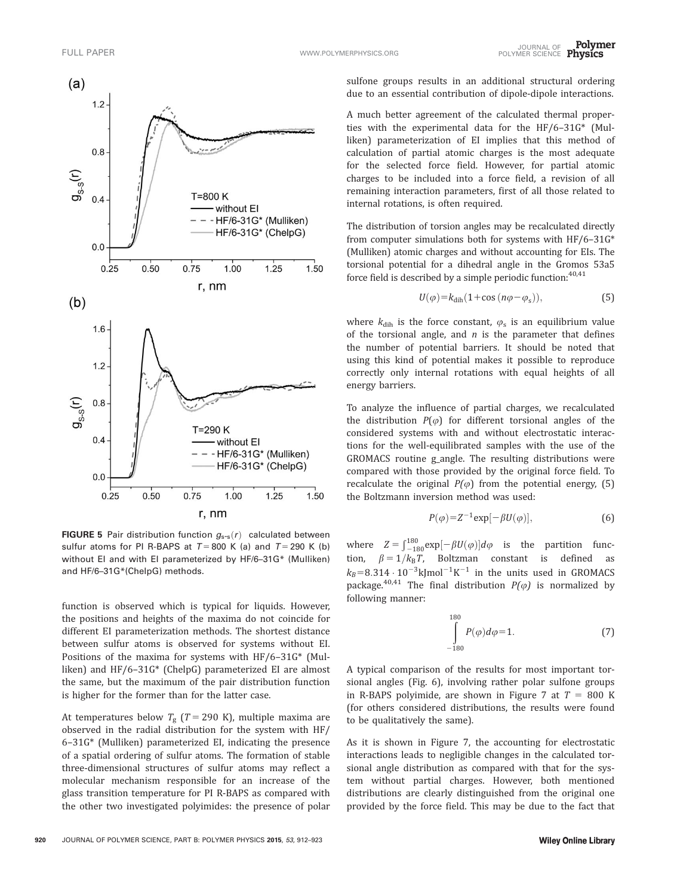**FIGURE 5** Pair distribution function $g_{s-s}(r)$ calculated between sulfur atoms for PI R-BAPS at $T = 800$ K (a) and $T = 290$ K (b) without EI and with EI parameterized by HF/6–31G* (Mulliken) and HF/6–31G*(ChelpG) methods.

function is observed which is typical for liquids. However, the positions and heights of the maxima do not coincide for different EI parameterization methods. The shortest distance between sulfur atoms is observed for systems without EI. Positions of the maxima for systems with HF/6–31G* (Mulliken) and HF/6–31G* (ChelpG) parameterized EI are almost the same, but the maximum of the pair distribution function is higher for the former than for the latter case.

At temperatures below $T_g$ ($T = 290$ K), multiple maxima are observed in the radial distribution for the system with HF/6–31G* (Mulliken) parameterized EI, indicating the presence of a spatial ordering of sulfur atoms. The formation of stable three-dimensional structures of sulfur atoms may reflect a molecular mechanism responsible for an increase of the glass transition temperature for PI R-BAPS as compared with the other two investigated polyimides: the presence of polar sulfone groups results in an additional structural ordering due to an essential contribution of dipole-dipole interactions.

A much better agreement of the calculated thermal properties with the experimental data for the HF/6–31G* (Mulliken) parameterization of EI implies that this method of calculation of partial atomic charges is the most adequate for the selected force field. However, for partial atomic charges to be included into a force field, a revision of all remaining interaction parameters, first of all those related to internal rotations, is often required.

The distribution of torsion angles may be recalculated directly from computer simulations both for systems with HF/6–31G* (Mulliken) atomic charges and without accounting for EIs. The torsional potential for a dihedral angle in the Gromos 53a5 force field is described by a simple periodic function:[40,41]

$$U(\varphi) = k_{dih}(1 + \cos(n\varphi - \varphi_s)), \tag{5}$$

where $k_{dih}$ is the force constant, $\varphi_s$ is an equilibrium value of the torsional angle, and $n$ is the parameter that defines the number of potential barriers. It should be noted that using this kind of potential makes it possible to reproduce correctly only internal rotations with equal heights of all energy barriers.

To analyze the influence of partial charges, we recalculated the distribution $P(\varphi)$ for different torsional angles of the considered systems with and without electrostatic interactions for the well-equilibrated samples with the use of the GROMACS routine g_angle. The resulting distributions were compared with those provided by the original force field. To recalculate the original $P(\varphi)$ from the potential energy, (5) the Boltzmann inversion method was used:

$$P(\varphi) = Z^{-1}\exp[-\beta U(\varphi)], \tag{6}$$

where $Z = \int_{-180}^{180}\exp[-\beta U(\varphi)]d\varphi$ is the partition function, $\beta = 1/k_B T$, Boltzman constant is defined as $k_B = 8.314 \cdot 10^{-3}\mathrm{kJmol^{-1}K^{-1}}$ in the units used in GROMACS package.[40,41] The final distribution $P(\varphi)$ is normalized by following manner:

$$\int_{-180}^{180} P(\varphi)d\varphi = 1. \tag{7}$$

A typical comparison of the results for most important torsional angles (Fig. 6), involving rather polar sulfone groups in R-BAPS polyimide, are shown in Figure 7 at $T = 800$ K (for others considered distributions, the results were found to be qualitatively the same).

As it is shown in Figure 7, the accounting for electrostatic interactions leads to negligible changes in the calculated torsional angle distribution as compared with that for the system without partial charges. However, both mentioned distributions are clearly distinguished from the original one provided by the force field. This may be due to the fact that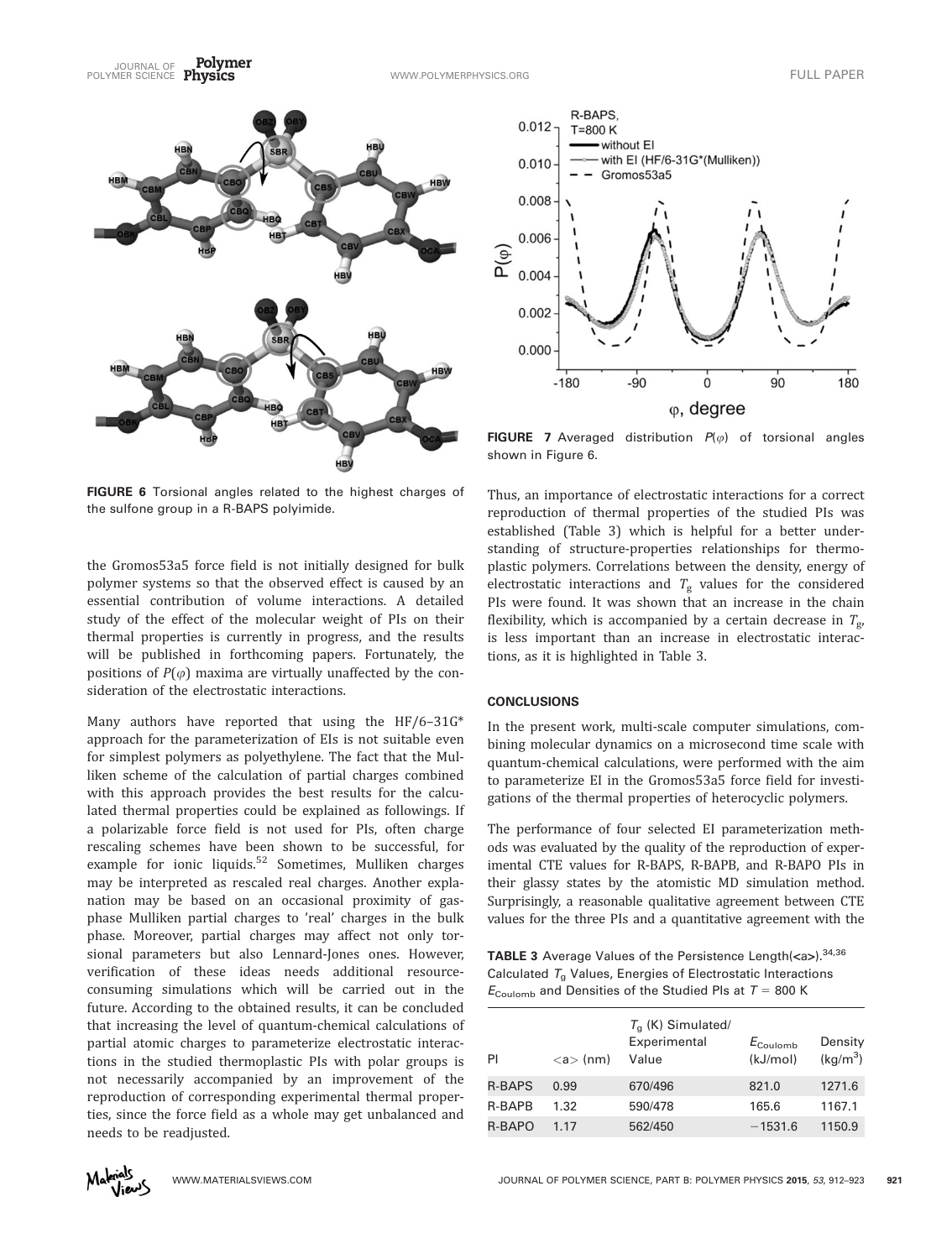FIGURE 6 Torsional angles related to the highest charges of the sulfone group in a R-BAPS polyimide.

the Gromos53a5 force field is not initially designed for bulk polymer systems so that the observed effect is caused by an essential contribution of volume interactions. A detailed study of the effect of the molecular weight of PIs on their thermal properties is currently in progress, and the results will be published in forthcoming papers. Fortunately, the positions of $P(\varphi)$ maxima are virtually unaffected by the consideration of the electrostatic interactions.

Many authors have reported that using the HF/6–31G* approach for the parameterization of EIs is not suitable even for simplest polymers as polyethylene. The fact that the Mulliken scheme of the calculation of partial charges combined with this approach provides the best results for the calculated thermal properties could be explained as followings. If a polarizable force field is not used for PIs, often charge rescaling schemes have been shown to be successful, for example for ionic liquids.[52] Sometimes, Mulliken charges may be interpreted as rescaled real charges. Another explanation may be based on an occasional proximity of gas-phase Mulliken partial charges to 'real' charges in the bulk phase. Moreover, partial charges may affect not only torsional parameters but also Lennard-Jones ones. However, verification of these ideas needs additional resource-consuming simulations which will be carried out in the future. According to the obtained results, it can be concluded that increasing the level of quantum-chemical calculations of partial atomic charges to parameterize electrostatic interactions in the studied thermoplastic PIs with polar groups is not necessarily accompanied by an improvement of the reproduction of corresponding experimental thermal properties, since the force field as a whole may get unbalanced and needs to be readjusted.

FIGURE 7 Averaged distribution $P(\varphi)$ of torsional angles shown in Figure 6.

Thus, an importance of electrostatic interactions for a correct reproduction of thermal properties of the studied PIs was established (Table 3) which is helpful for a better understanding of structure-properties relationships for thermoplastic polymers. Correlations between the density, energy of electrostatic interactions and $T_g$ values for the considered PIs were found. It was shown that an increase in the chain flexibility, which is accompanied by a certain decrease in $T_g$, is less important than an increase in electrostatic interactions, as it is highlighted in Table 3.

## CONCLUSIONS

In the present work, multi-scale computer simulations, combining molecular dynamics on a microsecond time scale with quantum-chemical calculations, were performed with the aim to parameterize EI in the Gromos53a5 force field for investigations of the thermal properties of heterocyclic polymers.

The performance of four selected EI parameterization methods was evaluated by the quality of the reproduction of experimental CTE values for R-BAPS, R-BAPB, and R-BAPO PIs in their glassy states by the atomistic MD simulation method. Surprisingly, a reasonable qualitative agreement between CTE values for the three PIs and a quantitative agreement with the

TABLE 3 Average Values of the Persistence Length(<a>).[34,36] Calculated $T_g$ Values, Energies of Electrostatic Interactions $E_{Coulomb}$ and Densities of the Studied PIs at $T$ = 800 K

| PI | <a> (nm) | $T_g$ (K) Simulated/ Experimental Value | $E_{Coulomb}$ (kJ/mol) | Density (kg/m$^3$) |
|---|---|---|---|---|
| R-BAPS | 0.99 | 670/496 | 821.0 | 1271.6 |
| R-BAPB | 1.32 | 590/478 | 165.6 | 1167.1 |
| R-BAPO | 1.17 | 562/450 | −1531.6 | 1150.9 |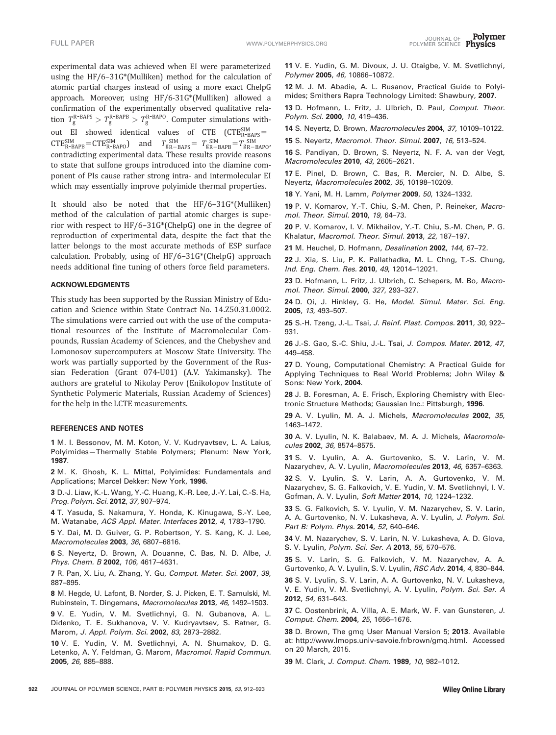experimental data was achieved when EI were parameterized using the HF/6–31G*(Mulliken) method for the calculation of atomic partial charges instead of using a more exact ChelpG approach. Moreover, using HF/6-31G*(Mulliken) allowed a confirmation of the experimentally observed qualitative relation $T_g^{\text{R-BAPS}} > T_g^{\text{R-BAPB}} > T_g^{\text{R-BAPO}}$. Computer simulations without EI showed identical values of CTE ($\text{CTE}^{\text{SIM}}_{\text{R-BAPS}} = \text{CTE}^{\text{SIM}}_{\text{R-BAPB}} = \text{CTE}^{\text{SIM}}_{\text{R-BAPO}}$) and $T_{g\,\text{R-BAPS}}^{\text{SIM}} = T_{g\,\text{R-BAPB}}^{\text{SIM}} = T_{g\,\text{R-BAPO}}^{\text{SIM}}$, contradicting experimental data. These results provide reasons to state that sulfone groups introduced into the diamine component of PIs cause rather strong intra- and intermolecular EI which may essentially improve polyimide thermal properties.

It should also be noted that the HF/6–31G*(Mulliken) method of the calculation of partial atomic charges is superior with respect to HF/6–31G*(ChelpG) one in the degree of reproduction of experimental data, despite the fact that the latter belongs to the most accurate methods of ESP surface calculation. Probably, using of HF/6–31G*(ChelpG) approach needs additional fine tuning of others force field parameters.

## ACKNOWLEDGMENTS

This study has been supported by the Russian Ministry of Education and Science within State Contract No. 14.Z50.31.0002. The simulations were carried out with the use of the computational resources of the Institute of Macromolecular Compounds, Russian Academy of Sciences, and the Chebyshev and Lomonosov supercomputers at Moscow State University. The work was partially supported by the Government of the Russian Federation (Grant 074-U01) (A.V. Yakimansky). The authors are grateful to Nikolay Perov (Enikolopov Institute of Synthetic Polymeric Materials, Russian Academy of Sciences) for the help in the LCTE measurements.

## REFERENCES AND NOTES

1 M. I. Bessonov, M. M. Koton, V. V. Kudryavtsev, L. A. Laius, Polyimides—Thermally Stable Polymers; Plenum: New York, **1987**.

2 M. K. Ghosh, K. L. Mittal, Polyimides: Fundamentals and Applications; Marcel Dekker: New York, **1996**.

3 D.-J. Liaw, K.-L. Wang, Y.-C. Huang, K.-R. Lee, J.-Y. Lai, C.-S. Ha, *Prog. Polym. Sci.* **2012**, *37*, 907–974.

4 T. Yasuda, S. Nakamura, Y. Honda, K. Kinugawa, S.-Y. Lee, M. Watanabe, *ACS Appl. Mater. Interfaces* **2012**, *4*, 1783–1790.

5 Y. Dai, M. D. Guiver, G. P. Robertson, Y. S. Kang, K. J. Lee, *Macromolecules* **2003**, *36*, 6807–6816.

6 S. Neyertz, D. Brown, A. Douanne, C. Bas, N. D. Albe, *J. Phys. Chem. B* **2002**, *106*, 4617–4631.

7 R. Pan, X. Liu, A. Zhang, Y. Gu, *Comput. Mater. Sci.* **2007**, *39*, 887–895.

8 M. Hegde, U. Lafont, B. Norder, S. J. Picken, E. T. Samulski, M. Rubinstein, T. Dingemans, *Macromolecules* **2013**, *46*, 1492–1503.

9 V. E. Yudin, V. M. Svetlichnyi, G. N. Gubanova, A. L. Didenko, T. E. Sukhanova, V. V. Kudryavtsev, S. Ratner, G. Marom, *J. Appl. Polym. Sci.* **2002**, *83*, 2873–2882.

10 V. E. Yudin, V. M. Svetlichnyi, A. N. Shumakov, D. G. Letenko, A. Y. Feldman, G. Marom, *Macromol. Rapid Commun.* **2005**, *26*, 885–888.

11 V. E. Yudin, G. M. Divoux, J. U. Otaigbe, V. M. Svetlichnyi, *Polymer* **2005**, *46*, 10866–10872.

12 M. J. M. Abadie, A. L. Rusanov, Practical Guide to Polyimides; Smithers Rapra Technology Limited: Shawbury, **2007**.

13 D. Hofmann, L. Fritz, J. Ulbrich, D. Paul, *Comput. Theor. Polym. Sci.* **2000**, *10*, 419–436.

14 S. Neyertz, D. Brown, *Macromolecules* **2004**, *37*, 10109–10122.

15 S. Neyertz, *Macromol. Theor. Simul.* **2007**, *16*, 513–524.

16 S. Pandiyan, D. Brown, S. Neyertz, N. F. A. van der Vegt, *Macromolecules* **2010**, *43*, 2605–2621.

17 E. Pinel, D. Brown, C. Bas, R. Mercier, N. D. Albe, S. Neyertz, *Macromolecules* **2002**, *35*, 10198–10209.

18 Y. Yani, M. H. Lamm, *Polymer* **2009**, *50*, 1324–1332.

19 P. V. Komarov, Y.-T. Chiu, S.-M. Chen, P. Reineker, *Macromol. Theor. Simul.* **2010**, *19*, 64–73.

20 P. V. Komarov, I. V. Mikhailov, Y.-T. Chiu, S.-M. Chen, P. G. Khalatur, *Macromol. Theor. Simul.* **2013**, *22*, 187–197.

21 M. Heuchel, D. Hofmann, *Desalination* **2002**, *144*, 67–72.

22 J. Xia, S. Liu, P. K. Pallathadka, M. L. Chng, T.-S. Chung, *Ind. Eng. Chem. Res.* **2010**, *49*, 12014–12021.

23 D. Hofmann, L. Fritz, J. Ulbrich, C. Schepers, M. Bo, *Macromol. Theor. Simul.* **2000**, *327*, 293–327.

24 D. Qi, J. Hinkley, G. He, *Model. Simul. Mater. Sci. Eng.* **2005**, *13*, 493–507.

25 S.-H. Tzeng, J.-L. Tsai, *J. Reinf. Plast. Compos.* **2011**, *30*, 922–931.

26 J.-S. Gao, S.-C. Shiu, J.-L. Tsai, *J. Compos. Mater.* **2012**, *47*, 449–458.

27 D. Young, Computational Chemistry: A Practical Guide for Applying Techniques to Real World Problems; John Wiley & Sons: New York, **2004**.

28 J. B. Foresman, A. E. Frisch, Exploring Chemistry with Electronic Structure Methods; Gaussian Inc.: Pittsburgh, **1996**.

29 A. V. Lyulin, M. A. J. Michels, *Macromolecules* **2002**, *35*, 1463–1472.

30 A. V. Lyulin, N. K. Balabaev, M. A. J. Michels, *Macromolecules* **2002**, *36*, 8574–8575.

31 S. V. Lyulin, A. A. Gurtovenko, S. V. Larin, V. M. Nazarychev, A. V. Lyulin, *Macromolecules* **2013**, *46*, 6357–6363.

32 S. V. Lyulin, S. V. Larin, A. A. Gurtovenko, V. M. Nazarychev, S. G. Falkovich, V. E. Yudin, V. M. Svetlichnyi, I. V. Gofman, A. V. Lyulin, *Soft Matter* **2014**, *10*, 1224–1232.

33 S. G. Falkovich, S. V. Lyulin, V. M. Nazarychev, S. V. Larin, A. A. Gurtovenko, N. V. Lukasheva, A. V. Lyulin, *J. Polym. Sci. Part B: Polym. Phys.* **2014**, *52*, 640–646.

34 V. M. Nazarychev, S. V. Larin, N. V. Lukasheva, A. D. Glova, S. V. Lyulin, *Polym. Sci. Ser. A* **2013**, *55*, 570–576.

35 S. V. Larin, S. G. Falkovich, V. M. Nazarychev, A. A. Gurtovenko, A. V. Lyulin, S. V. Lyulin, *RSC Adv.* **2014**, *4*, 830–844.

36 S. V. Lyulin, S. V. Larin, A. A. Gurtovenko, N. V. Lukasheva, V. E. Yudin, V. M. Svetlichnyi, A. V. Lyulin, *Polym. Sci. Ser. A* **2012**, *54*, 631–643.

37 C. Oostenbrink, A. Villa, A. E. Mark, W. F. van Gunsteren, *J. Comput. Chem.* **2004**, *25*, 1656–1676.

38 D. Brown, The gmq User Manual Version 5; **2013**. Available at: http://www.lmops.univ-savoie.fr/brown/gmq.html. Accessed on 20 March, 2015.

39 M. Clark, *J. Comput. Chem.* **1989**, *10*, 982–1012.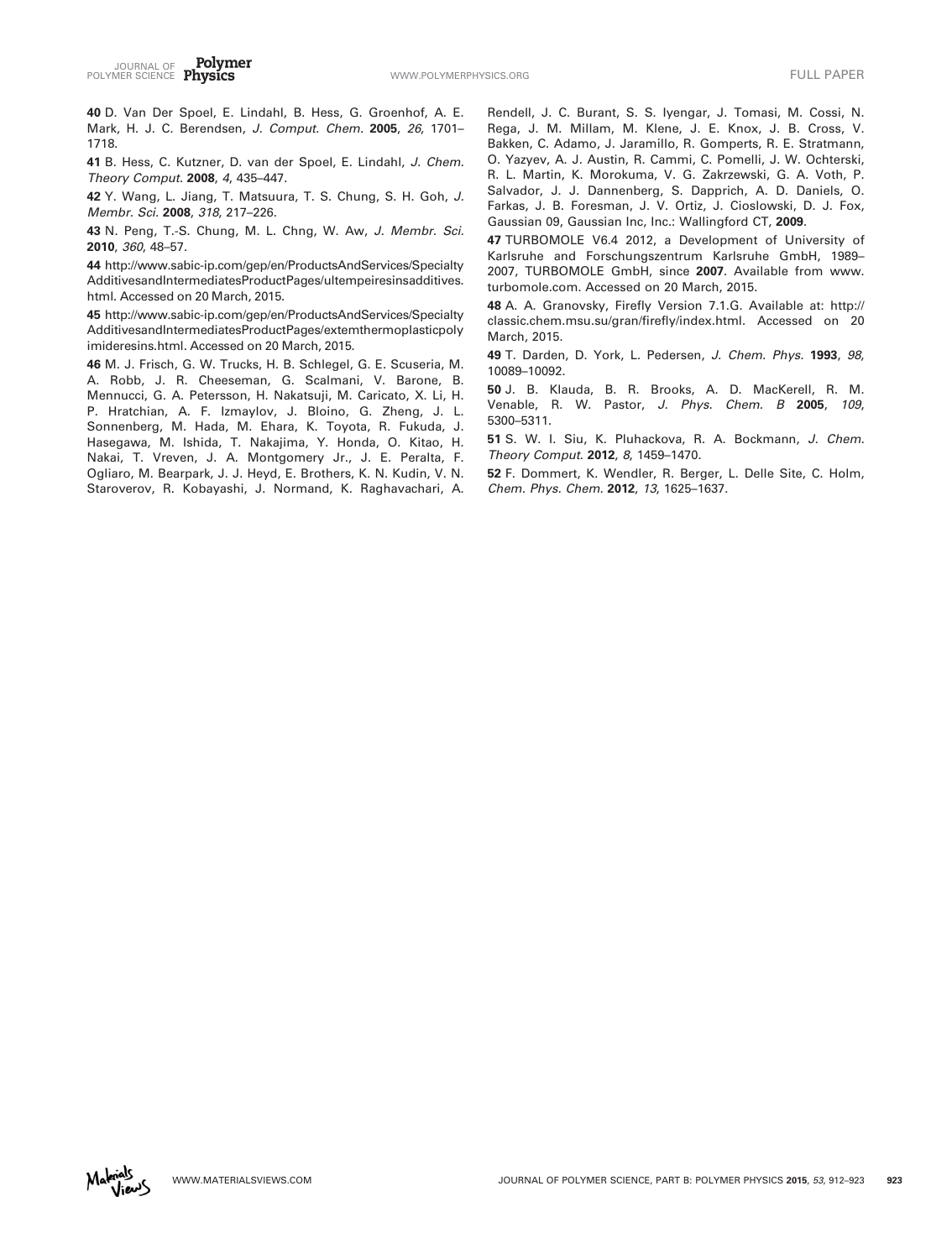40 D. Van Der Spoel, E. Lindahl, B. Hess, G. Groenhof, A. E. Mark, H. J. C. Berendsen, *J. Comput. Chem.* **2005**, *26*, 1701–1718.

41 B. Hess, C. Kutzner, D. van der Spoel, E. Lindahl, *J. Chem. Theory Comput.* **2008**, *4*, 435–447.

42 Y. Wang, L. Jiang, T. Matsuura, T. S. Chung, S. H. Goh, *J. Membr. Sci.* **2008**, *318*, 217–226.

43 N. Peng, T.-S. Chung, M. L. Chng, W. Aw, *J. Membr. Sci.* **2010**, *360*, 48–57.

44 http://www.sabic-ip.com/gep/en/ProductsAndServices/SpecialtyAdditivesandIntermediatesProductPages/ultempeiresinsadditives.html. Accessed on 20 March, 2015.

45 http://www.sabic-ip.com/gep/en/ProductsAndServices/SpecialtyAdditivesandIntermediatesProductPages/extemthermoplasticpolyimideresins.html. Accessed on 20 March, 2015.

46 M. J. Frisch, G. W. Trucks, H. B. Schlegel, G. E. Scuseria, M. A. Robb, J. R. Cheeseman, G. Scalmani, V. Barone, B. Mennucci, G. A. Petersson, H. Nakatsuji, M. Caricato, X. Li, H. P. Hratchian, A. F. Izmaylov, J. Bloino, G. Zheng, J. L. Sonnenberg, M. Hada, M. Ehara, K. Toyota, R. Fukuda, J. Hasegawa, M. Ishida, T. Nakajima, Y. Honda, O. Kitao, H. Nakai, T. Vreven, J. A. Montgomery Jr., J. E. Peralta, F. Ogliaro, M. Bearpark, J. J. Heyd, E. Brothers, K. N. Kudin, V. N. Staroverov, R. Kobayashi, J. Normand, K. Raghavachari, A. Rendell, J. C. Burant, S. S. Iyengar, J. Tomasi, M. Cossi, N. Rega, J. M. Millam, M. Klene, J. E. Knox, J. B. Cross, V. Bakken, C. Adamo, J. Jaramillo, R. Gomperts, R. E. Stratmann, O. Yazyev, A. J. Austin, R. Cammi, C. Pomelli, J. W. Ochterski, R. L. Martin, K. Morokuma, V. G. Zakrzewski, G. A. Voth, P. Salvador, J. J. Dannenberg, S. Dapprich, A. D. Daniels, O. Farkas, J. B. Foresman, J. V. Ortiz, J. Cioslowski, D. J. Fox, Gaussian 09, Gaussian Inc, Inc.: Wallingford CT, **2009**.

47 TURBOMOLE V6.4 2012, a Development of University of Karlsruhe and Forschungszentrum Karlsruhe GmbH, 1989–2007, TURBOMOLE GmbH, since **2007**. Available from www.turbomole.com. Accessed on 20 March, 2015.

48 A. A. Granovsky, Firefly Version 7.1.G. Available at: http://classic.chem.msu.su/gran/firefly/index.html. Accessed on 20 March, 2015.

49 T. Darden, D. York, L. Pedersen, *J. Chem. Phys.* **1993**, *98*, 10089–10092.

50 J. B. Klauda, B. R. Brooks, A. D. MacKerell, R. M. Venable, R. W. Pastor, *J. Phys. Chem. B* **2005**, *109*, 5300–5311.

51 S. W. I. Siu, K. Pluhackova, R. A. Bockmann, *J. Chem. Theory Comput.* **2012**, *8*, 1459–1470.

52 F. Dommert, K. Wendler, R. Berger, L. Delle Site, C. Holm, *Chem. Phys. Chem.* **2012**, *13*, 1625–1637.